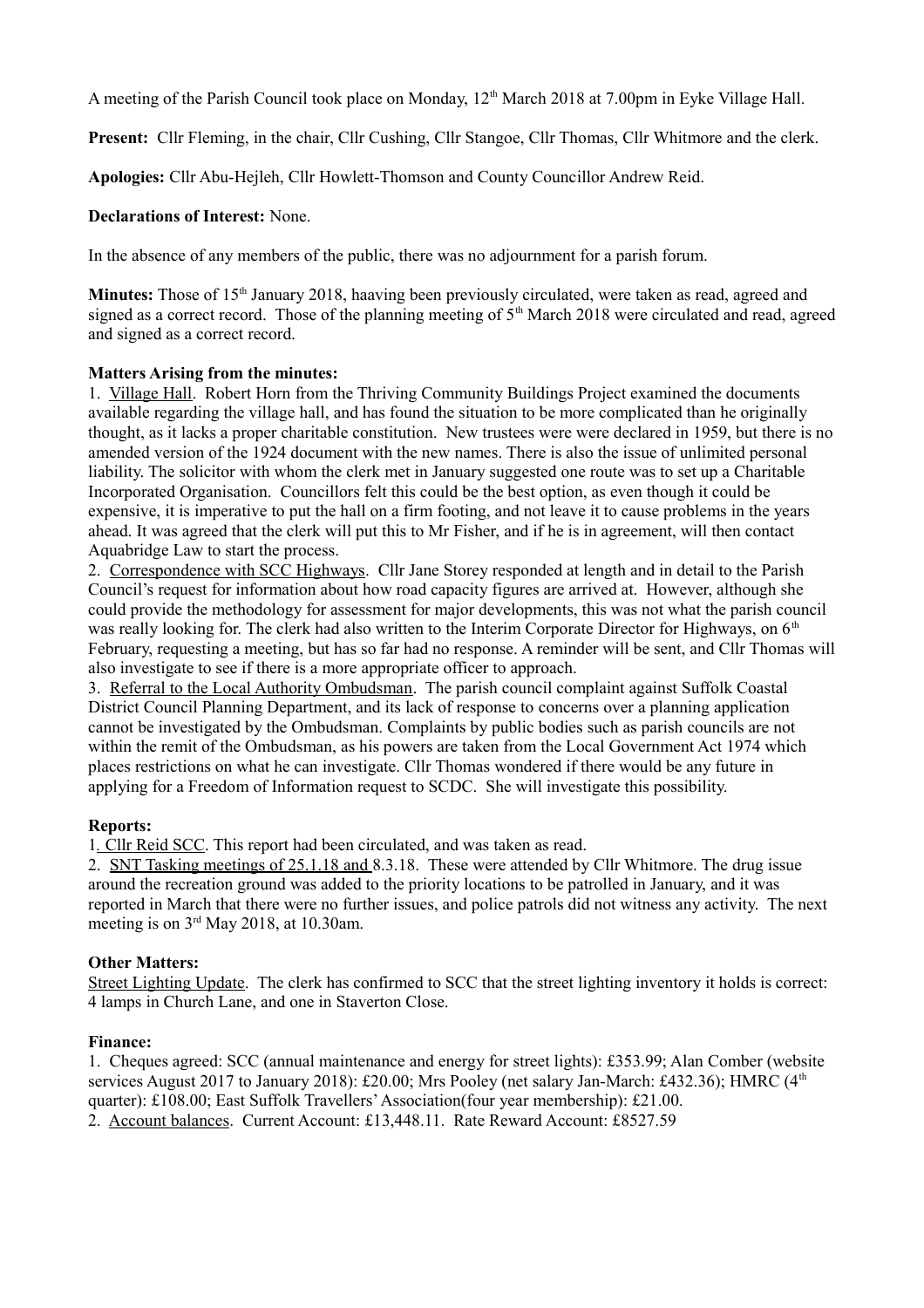A meeting of the Parish Council took place on Monday, 12th March 2018 at 7.00pm in Eyke Village Hall.

**Present:** Cllr Fleming, in the chair, Cllr Cushing, Cllr Stangoe, Cllr Thomas, Cllr Whitmore and the clerk.

**Apologies:** Cllr Abu-Hejleh, Cllr Howlett-Thomson and County Councillor Andrew Reid.

**Declarations of Interest:** None.

In the absence of any members of the public, there was no adjournment for a parish forum.

**Minutes:** Those of 15th January 2018, haaving been previously circulated, were taken as read, agreed and signed as a correct record. Those of the planning meeting of 5th March 2018 were circulated and read, agreed and signed as a correct record.

**Matters Arising from the minutes:**

1. Village Hall. Robert Horn from the Thriving Community Buildings Project examined the documents available regarding the village hall, and has found the situation to be more complicated than he originally thought, as it lacks a proper charitable constitution. New trustees were were declared in 1959, but there is no amended version of the 1924 document with the new names. There is also the issue of unlimited personal liability. The solicitor with whom the clerk met in January suggested one route was to set up a Charitable Incorporated Organisation. Councillors felt this could be the best option, as even though it could be expensive, it is imperative to put the hall on a firm footing, and not leave it to cause problems in the years ahead. It was agreed that the clerk will put this to Mr Fisher, and if he is in agreement, will then contact Aquabridge Law to start the process.
2. Correspondence with SCC Highways. Cllr Jane Storey responded at length and in detail to the Parish Council's request for information about how road capacity figures are arrived at. However, although she could provide the methodology for assessment for major developments, this was not what the parish council was really looking for. The clerk had also written to the Interim Corporate Director for Highways, on 6th February, requesting a meeting, but has so far had no response. A reminder will be sent, and Cllr Thomas will also investigate to see if there is a more appropriate officer to approach.
3. Referral to the Local Authority Ombudsman. The parish council complaint against Suffolk Coastal District Council Planning Department, and its lack of response to concerns over a planning application cannot be investigated by the Ombudsman. Complaints by public bodies such as parish councils are not within the remit of the Ombudsman, as his powers are taken from the Local Government Act 1974 which places restrictions on what he can investigate. Cllr Thomas wondered if there would be any future in applying for a Freedom of Information request to SCDC. She will investigate this possibility.

**Reports:**

1. Cllr Reid SCC. This report had been circulated, and was taken as read.
2. SNT Tasking meetings of 25.1.18 and 8.3.18. These were attended by Cllr Whitmore. The drug issue around the recreation ground was added to the priority locations to be patrolled in January, and it was reported in March that there were no further issues, and police patrols did not witness any activity. The next meeting is on 3rd May 2018, at 10.30am.

**Other Matters:**

Street Lighting Update. The clerk has confirmed to SCC that the street lighting inventory it holds is correct: 4 lamps in Church Lane, and one in Staverton Close.

**Finance:**

1. Cheques agreed: SCC (annual maintenance and energy for street lights): £353.99; Alan Comber (website services August 2017 to January 2018): £20.00; Mrs Pooley (net salary Jan-March: £432.36); HMRC (4th quarter): £108.00; East Suffolk Travellers' Association(four year membership): £21.00.
2. Account balances. Current Account: £13,448.11. Rate Reward Account: £8527.59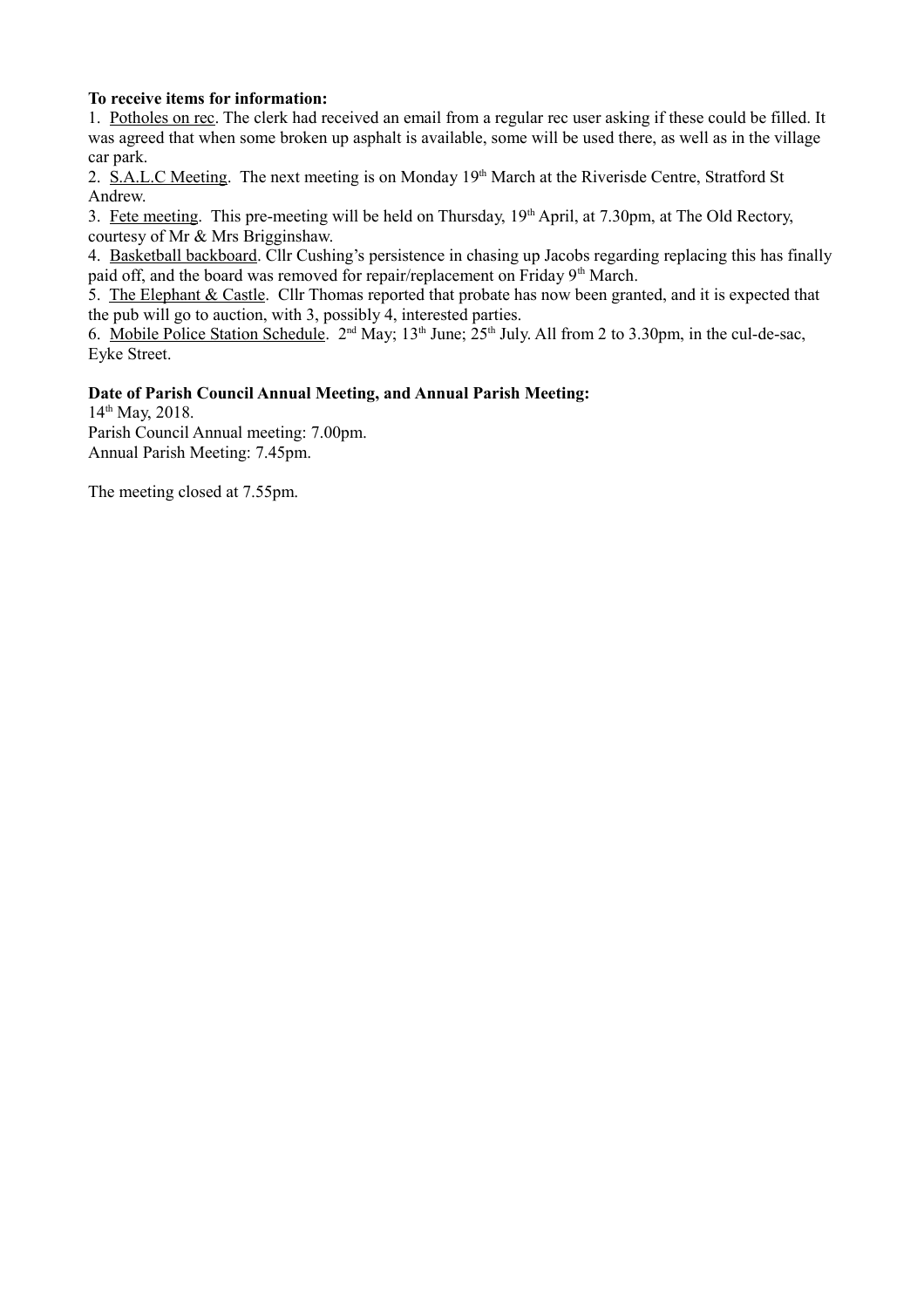**To receive items for information:**

1. Potholes on rec. The clerk had received an email from a regular rec user asking if these could be filled. It was agreed that when some broken up asphalt is available, some will be used there, as well as in the village car park.
2. S.A.L.C Meeting. The next meeting is on Monday 19th March at the Riverisde Centre, Stratford St Andrew.
3. Fete meeting. This pre-meeting will be held on Thursday, 19th April, at 7.30pm, at The Old Rectory, courtesy of Mr & Mrs Brigginshaw.
4. Basketball backboard. Cllr Cushing's persistence in chasing up Jacobs regarding replacing this has finally paid off, and the board was removed for repair/replacement on Friday 9th March.
5. The Elephant & Castle. Cllr Thomas reported that probate has now been granted, and it is expected that the pub will go to auction, with 3, possibly 4, interested parties.
6. Mobile Police Station Schedule. 2nd May; 13th June; 25th July. All from 2 to 3.30pm, in the cul-de-sac, Eyke Street.

**Date of Parish Council Annual Meeting, and Annual Parish Meeting:**

14th May, 2018.
Parish Council Annual meeting: 7.00pm.
Annual Parish Meeting: 7.45pm.

The meeting closed at 7.55pm.